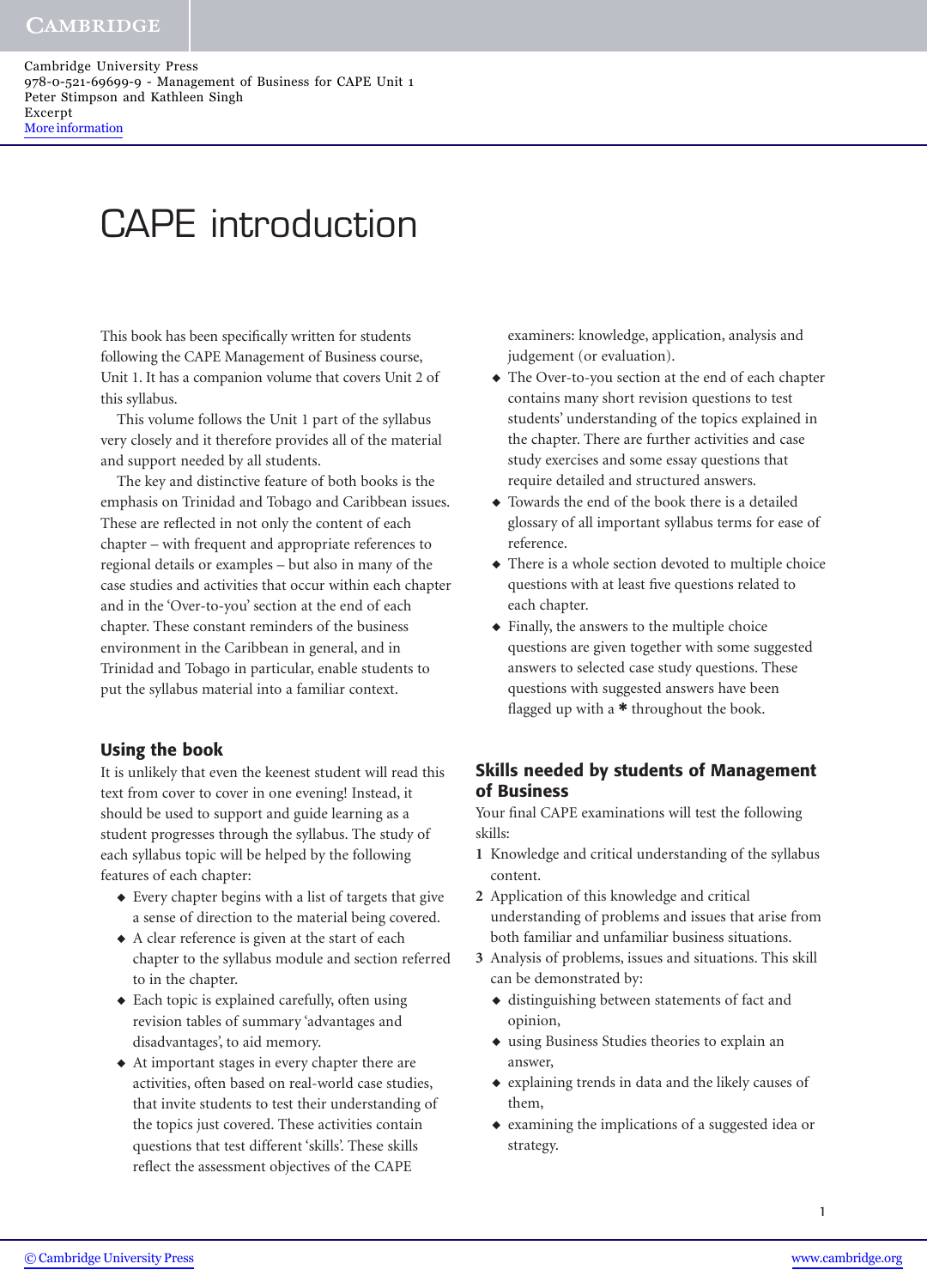# CAPE introduction

This book has been specifically written for students following the CAPE Management of Business course, Unit 1. It has a companion volume that covers Unit 2 of this syllabus.

This volume follows the Unit 1 part of the syllabus very closely and it therefore provides all of the material and support needed by all students.

The key and distinctive feature of both books is the emphasis on Trinidad and Tobago and Caribbean issues. These are reflected in not only the content of each chapter – with frequent and appropriate references to regional details or examples – but also in many of the case studies and activities that occur within each chapter and in the 'Over-to-you' section at the end of each chapter. These constant reminders of the business environment in the Caribbean in general, and in Trinidad and Tobago in particular, enable students to put the syllabus material into a familiar context.

## Using the book

It is unlikely that even the keenest student will read this text from cover to cover in one evening! Instead, it should be used to support and guide learning as a student progresses through the syllabus. The study of each syllabus topic will be helped by the following features of each chapter:

- Every chapter begins with a list of targets that give a sense of direction to the material being covered.
- A clear reference is given at the start of each chapter to the syllabus module and section referred to in the chapter.
- Each topic is explained carefully, often using revision tables of summary 'advantages and disadvantages', to aid memory.
- At important stages in every chapter there are activities, often based on real-world case studies, that invite students to test their understanding of the topics just covered. These activities contain questions that test different 'skills'. These skills reflect the assessment objectives of the CAPE examiners: knowledge, application, analysis and judgement (or evaluation).
- The Over-to-you section at the end of each chapter contains many short revision questions to test students' understanding of the topics explained in the chapter. There are further activities and case study exercises and some essay questions that require detailed and structured answers.
- Towards the end of the book there is a detailed glossary of all important syllabus terms for ease of reference.
- There is a whole section devoted to multiple choice questions with at least five questions related to each chapter.
- Finally, the answers to the multiple choice questions are given together with some suggested answers to selected case study questions. These questions with suggested answers have been flagged up with a * throughout the book.

## Skills needed by students of Management of Business

Your final CAPE examinations will test the following skills:

1. Knowledge and critical understanding of the syllabus content.
2. Application of this knowledge and critical understanding of problems and issues that arise from both familiar and unfamiliar business situations.
3. Analysis of problems, issues and situations. This skill can be demonstrated by:
   - distinguishing between statements of fact and opinion,
   - using Business Studies theories to explain an answer,
   - explaining trends in data and the likely causes of them,
   - examining the implications of a suggested idea or strategy.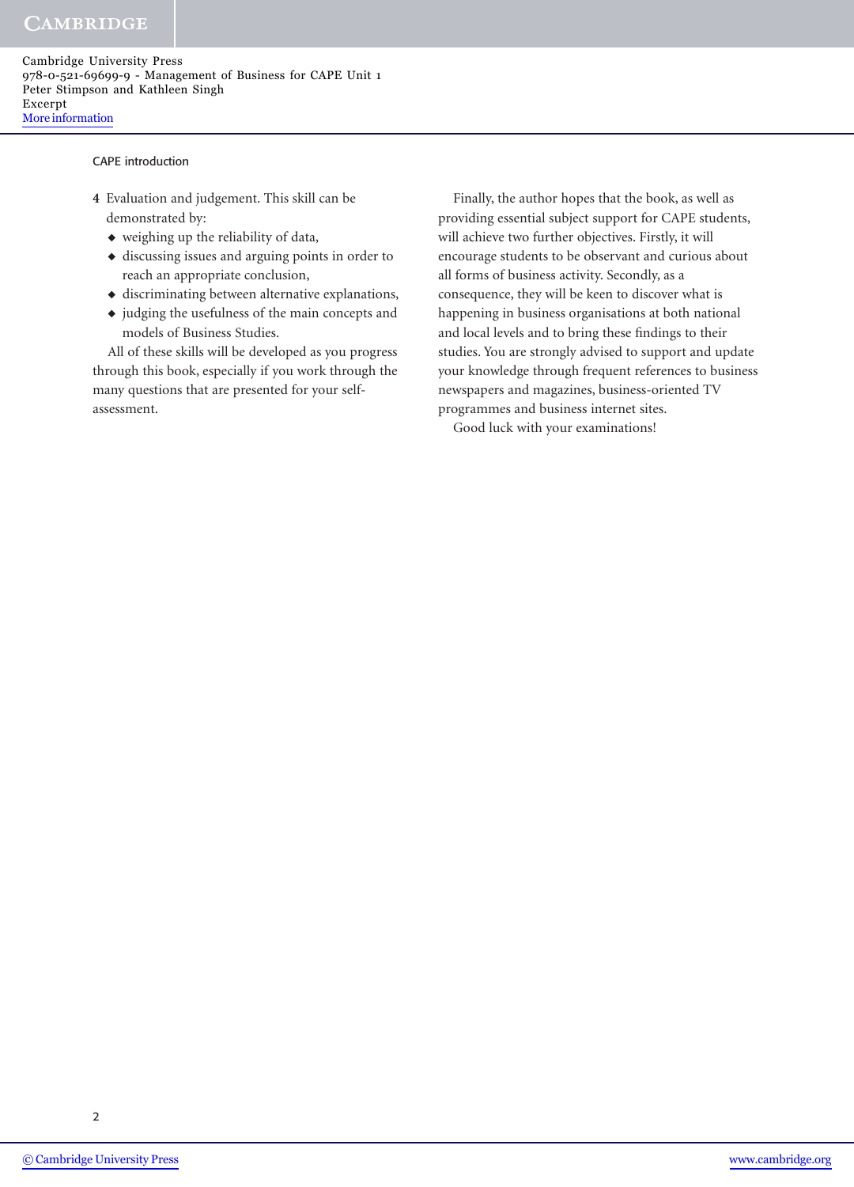4 Evaluation and judgement. This skill can be demonstrated by:
   - weighing up the reliability of data,
   - discussing issues and arguing points in order to reach an appropriate conclusion,
   - discriminating between alternative explanations,
   - judging the usefulness of the main concepts and models of Business Studies.

All of these skills will be developed as you progress through this book, especially if you work through the many questions that are presented for your self-assessment.

Finally, the author hopes that the book, as well as providing essential subject support for CAPE students, will achieve two further objectives. Firstly, it will encourage students to be observant and curious about all forms of business activity. Secondly, as a consequence, they will be keen to discover what is happening in business organisations at both national and local levels and to bring these findings to their studies. You are strongly advised to support and update your knowledge through frequent references to business newspapers and magazines, business-oriented TV programmes and business internet sites.

Good luck with your examinations!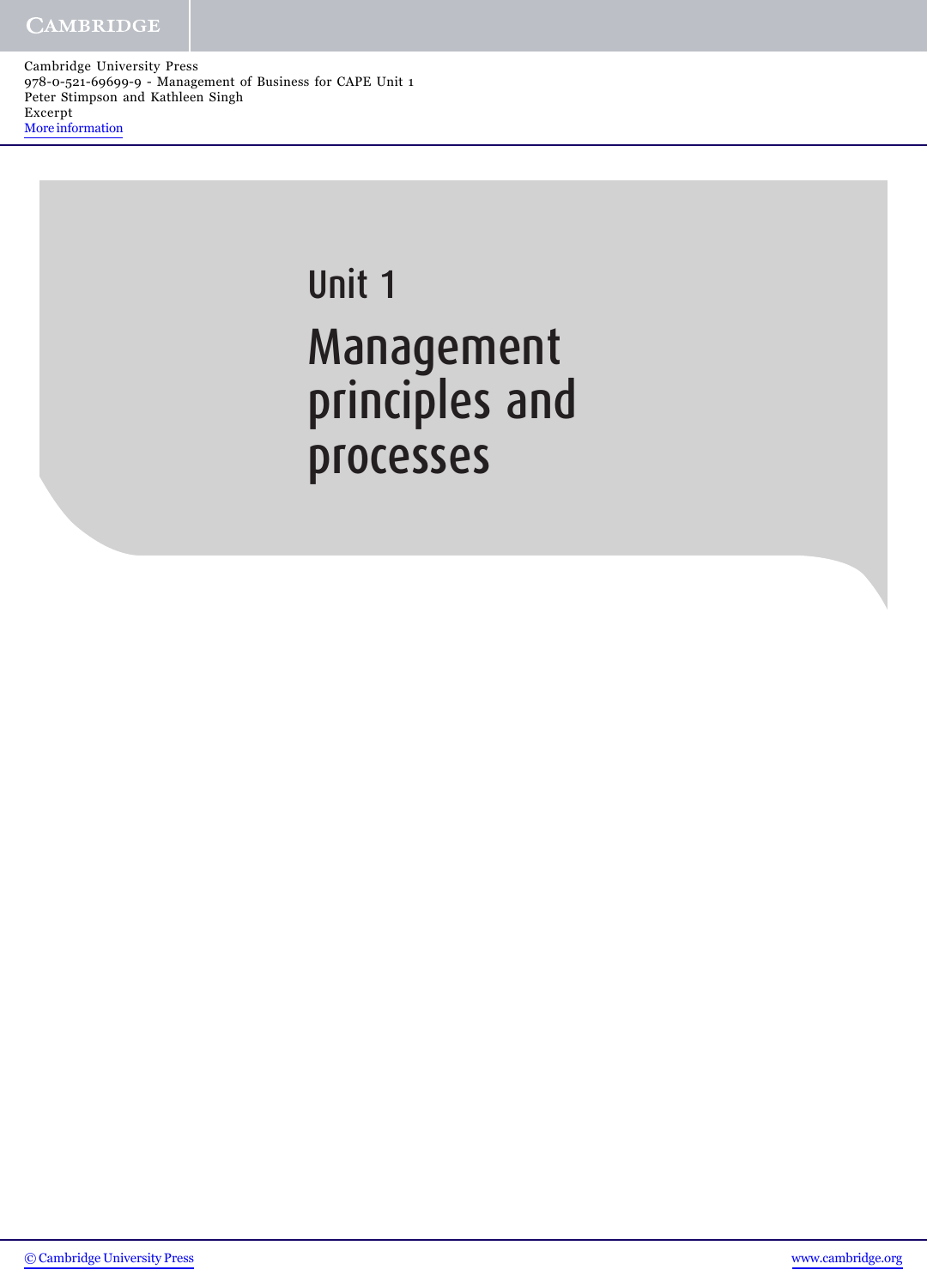# Unit 1

# Management principles and processes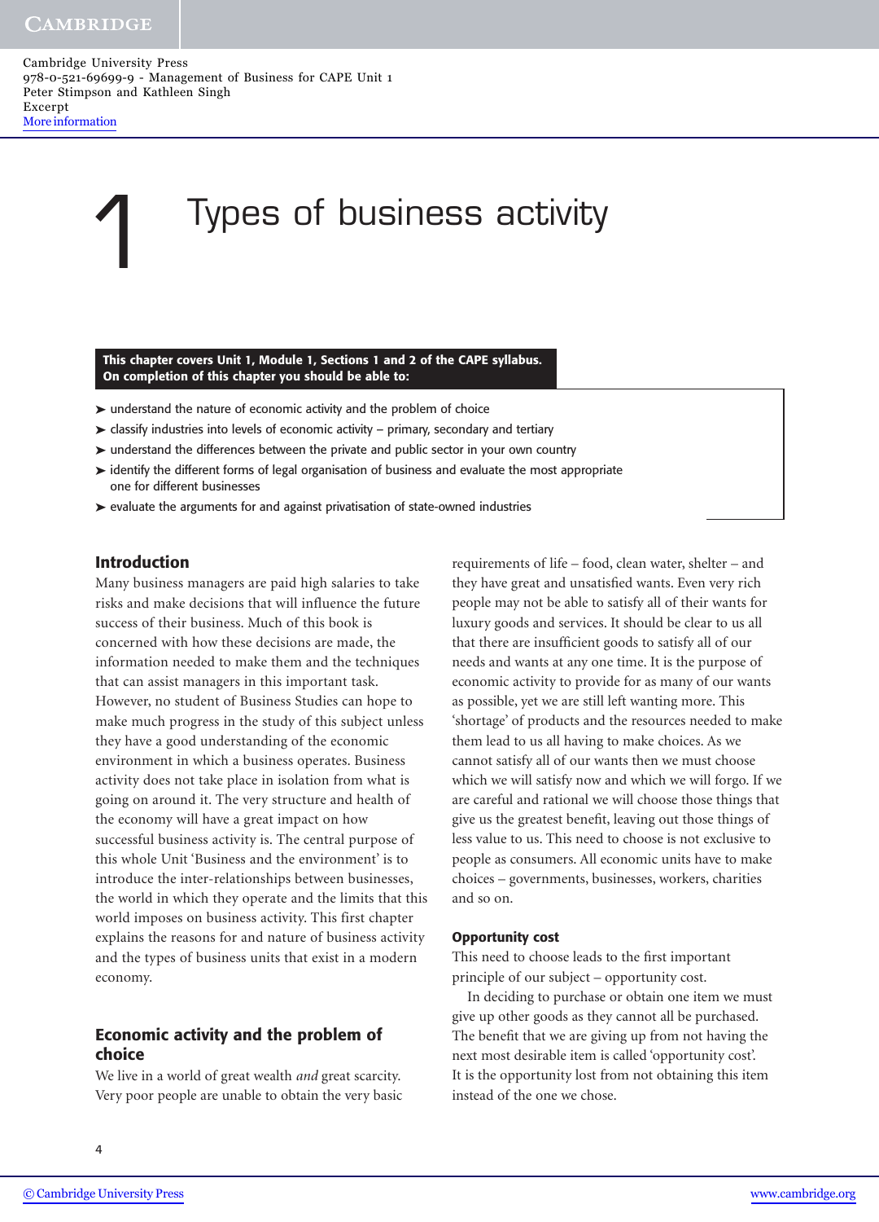# 1 Types of business activity

**This chapter covers Unit 1, Module 1, Sections 1 and 2 of the CAPE syllabus. On completion of this chapter you should be able to:**

- understand the nature of economic activity and the problem of choice
- classify industries into levels of economic activity – primary, secondary and tertiary
- understand the differences between the private and public sector in your own country
- identify the different forms of legal organisation of business and evaluate the most appropriate one for different businesses
- evaluate the arguments for and against privatisation of state-owned industries

## Introduction

Many business managers are paid high salaries to take risks and make decisions that will influence the future success of their business. Much of this book is concerned with how these decisions are made, the information needed to make them and the techniques that can assist managers in this important task. However, no student of Business Studies can hope to make much progress in the study of this subject unless they have a good understanding of the economic environment in which a business operates. Business activity does not take place in isolation from what is going on around it. The very structure and health of the economy will have a great impact on how successful business activity is. The central purpose of this whole Unit 'Business and the environment' is to introduce the inter-relationships between businesses, the world in which they operate and the limits that this world imposes on business activity. This first chapter explains the reasons for and nature of business activity and the types of business units that exist in a modern economy.

## Economic activity and the problem of choice

We live in a world of great wealth *and* great scarcity. Very poor people are unable to obtain the very basic requirements of life – food, clean water, shelter – and they have great and unsatisfied wants. Even very rich people may not be able to satisfy all of their wants for luxury goods and services. It should be clear to us all that there are insufficient goods to satisfy all of our needs and wants at any one time. It is the purpose of economic activity to provide for as many of our wants as possible, yet we are still left wanting more. This 'shortage' of products and the resources needed to make them lead to us all having to make choices. As we cannot satisfy all of our wants then we must choose which we will satisfy now and which we will forgo. If we are careful and rational we will choose those things that give us the greatest benefit, leaving out those things of less value to us. This need to choose is not exclusive to people as consumers. All economic units have to make choices – governments, businesses, workers, charities and so on.

### Opportunity cost

This need to choose leads to the first important principle of our subject – opportunity cost.

In deciding to purchase or obtain one item we must give up other goods as they cannot all be purchased. The benefit that we are giving up from not having the next most desirable item is called 'opportunity cost'. It is the opportunity lost from not obtaining this item instead of the one we chose.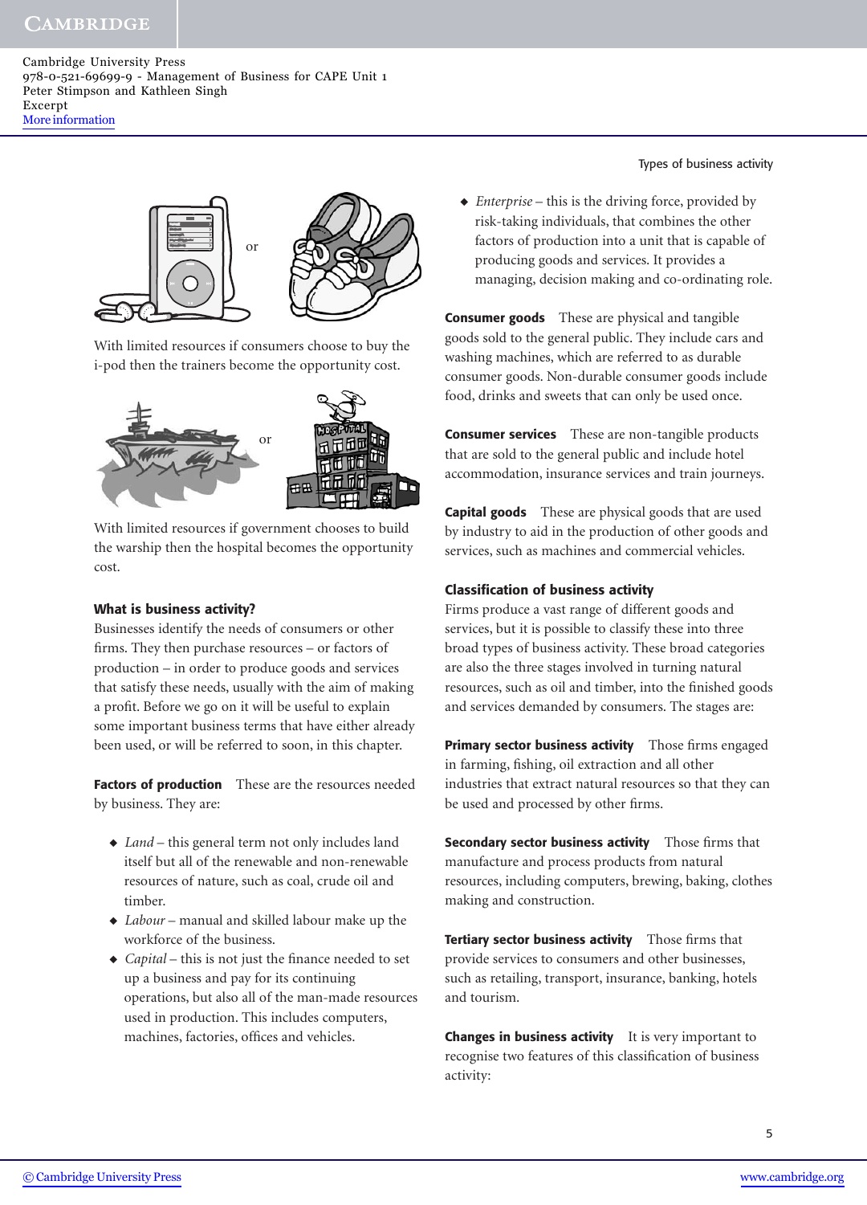With limited resources if consumers choose to buy the i-pod then the trainers become the opportunity cost.

With limited resources if government chooses to build the warship then the hospital becomes the opportunity cost.

### What is business activity?

Businesses identify the needs of consumers or other firms. They then purchase resources – or factors of production – in order to produce goods and services that satisfy these needs, usually with the aim of making a profit. Before we go on it will be useful to explain some important business terms that have either already been used, or will be referred to soon, in this chapter.

**Factors of production** These are the resources needed by business. They are:

- *Land* – this general term not only includes land itself but all of the renewable and non-renewable resources of nature, such as coal, crude oil and timber.
- *Labour* – manual and skilled labour make up the workforce of the business.
- *Capital* – this is not just the finance needed to set up a business and pay for its continuing operations, but also all of the man-made resources used in production. This includes computers, machines, factories, offices and vehicles.
- *Enterprise* – this is the driving force, provided by risk-taking individuals, that combines the other factors of production into a unit that is capable of producing goods and services. It provides a managing, decision making and co-ordinating role.

**Consumer goods** These are physical and tangible goods sold to the general public. They include cars and washing machines, which are referred to as durable consumer goods. Non-durable consumer goods include food, drinks and sweets that can only be used once.

**Consumer services** These are non-tangible products that are sold to the general public and include hotel accommodation, insurance services and train journeys.

**Capital goods** These are physical goods that are used by industry to aid in the production of other goods and services, such as machines and commercial vehicles.

### Classification of business activity

Firms produce a vast range of different goods and services, but it is possible to classify these into three broad types of business activity. These broad categories are also the three stages involved in turning natural resources, such as oil and timber, into the finished goods and services demanded by consumers. The stages are:

**Primary sector business activity** Those firms engaged in farming, fishing, oil extraction and all other industries that extract natural resources so that they can be used and processed by other firms.

**Secondary sector business activity** Those firms that manufacture and process products from natural resources, including computers, brewing, baking, clothes making and construction.

**Tertiary sector business activity** Those firms that provide services to consumers and other businesses, such as retailing, transport, insurance, banking, hotels and tourism.

**Changes in business activity** It is very important to recognise two features of this classification of business activity: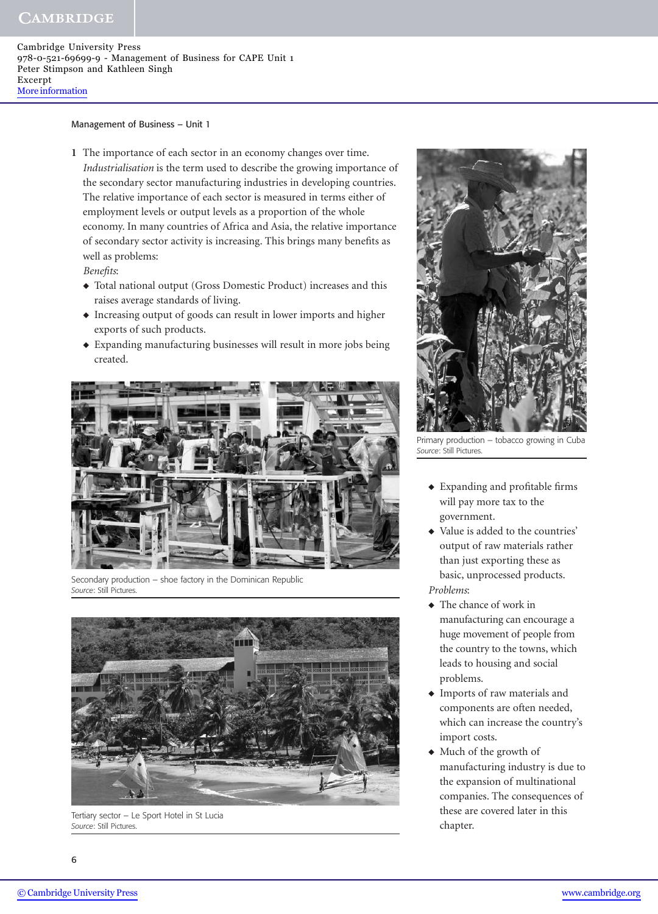1 The importance of each sector in an economy changes over time. *Industrialisation* is the term used to describe the growing importance of the secondary sector manufacturing industries in developing countries. The relative importance of each sector is measured in terms either of employment levels or output levels as a proportion of the whole economy. In many countries of Africa and Asia, the relative importance of secondary sector activity is increasing. This brings many benefits as well as problems:

*Benefits*:

- Total national output (Gross Domestic Product) increases and this raises average standards of living.
- Increasing output of goods can result in lower imports and higher exports of such products.
- Expanding manufacturing businesses will result in more jobs being created.
- Expanding and profitable firms will pay more tax to the government.
- Value is added to the countries' output of raw materials rather than just exporting these as basic, unprocessed products.

*Problems*:

- The chance of work in manufacturing can encourage a huge movement of people from the country to the towns, which leads to housing and social problems.
- Imports of raw materials and components are often needed, which can increase the country's import costs.
- Much of the growth of manufacturing industry is due to the expansion of multinational companies. The consequences of these are covered later in this chapter.

Secondary production – shoe factory in the Dominican Republic
*Source*: Still Pictures.

Tertiary sector – Le Sport Hotel in St Lucia
*Source*: Still Pictures.

Primary production – tobacco growing in Cuba
*Source*: Still Pictures.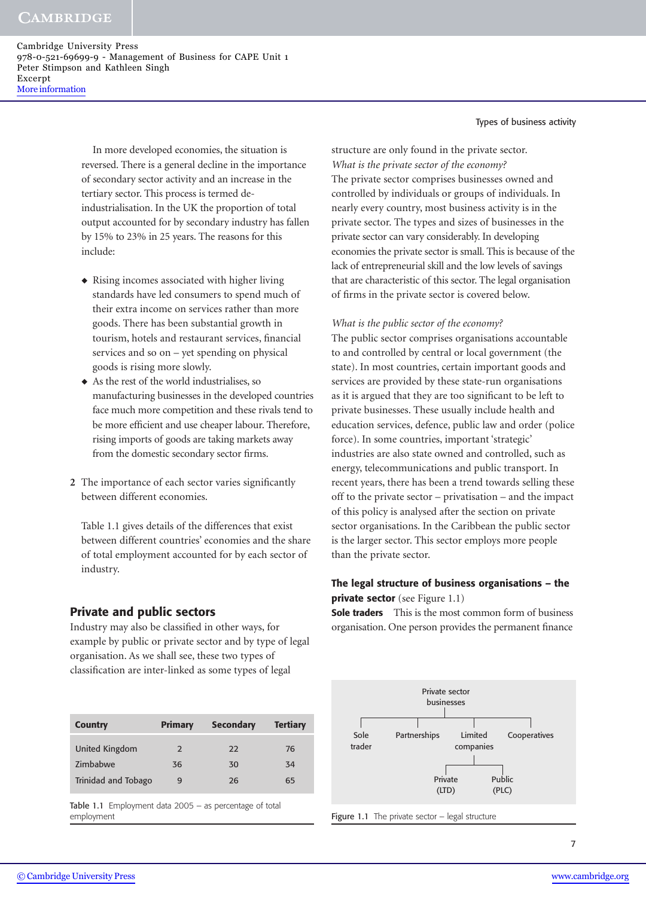In more developed economies, the situation is reversed. There is a general decline in the importance of secondary sector activity and an increase in the tertiary sector. This process is termed de-industrialisation. In the UK the proportion of total output accounted for by secondary industry has fallen by 15% to 23% in 25 years. The reasons for this include:

- Rising incomes associated with higher living standards have led consumers to spend much of their extra income on services rather than more goods. There has been substantial growth in tourism, hotels and restaurant services, financial services and so on – yet spending on physical goods is rising more slowly.
- As the rest of the world industrialises, so manufacturing businesses in the developed countries face much more competition and these rivals tend to be more efficient and use cheaper labour. Therefore, rising imports of goods are taking markets away from the domestic secondary sector firms.

2 The importance of each sector varies significantly between different economies.

Table 1.1 gives details of the differences that exist between different countries' economies and the share of total employment accounted for by each sector of industry.

| Country | Primary | Secondary | Tertiary |
|---|---|---|---|
| United Kingdom | 2 | 22 | 76 |
| Zimbabwe | 36 | 30 | 34 |
| Trinidad and Tobago | 9 | 26 | 65 |

Table 1.1 Employment data 2005 – as percentage of total employment

## Private and public sectors

Industry may also be classified in other ways, for example by public or private sector and by type of legal organisation. As we shall see, these two types of classification are inter-linked as some types of legal structure are only found in the private sector.

*What is the private sector of the economy?*

The private sector comprises businesses owned and controlled by individuals or groups of individuals. In nearly every country, most business activity is in the private sector. The types and sizes of businesses in the private sector can vary considerably. In developing economies the private sector is small. This is because of the lack of entrepreneurial skill and the low levels of savings that are characteristic of this sector. The legal organisation of firms in the private sector is covered below.

*What is the public sector of the economy?*

The public sector comprises organisations accountable to and controlled by central or local government (the state). In most countries, certain important goods and services are provided by these state-run organisations as it is argued that they are too significant to be left to private businesses. These usually include health and education services, defence, public law and order (police force). In some countries, important 'strategic' industries are also state owned and controlled, such as energy, telecommunications and public transport. In recent years, there has been a trend towards selling these off to the private sector – privatisation – and the impact of this policy is analysed after the section on private sector organisations. In the Caribbean the public sector is the larger sector. This sector employs more people than the private sector.

### The legal structure of business organisations – the private sector (see Figure 1.1)

**Sole traders** This is the most common form of business organisation. One person provides the permanent finance

Private sector businesses
- Sole trader
- Partnerships
- Limited companies
  - Private (LTD)
  - Public (PLC)
- Cooperatives

Figure 1.1 The private sector – legal structure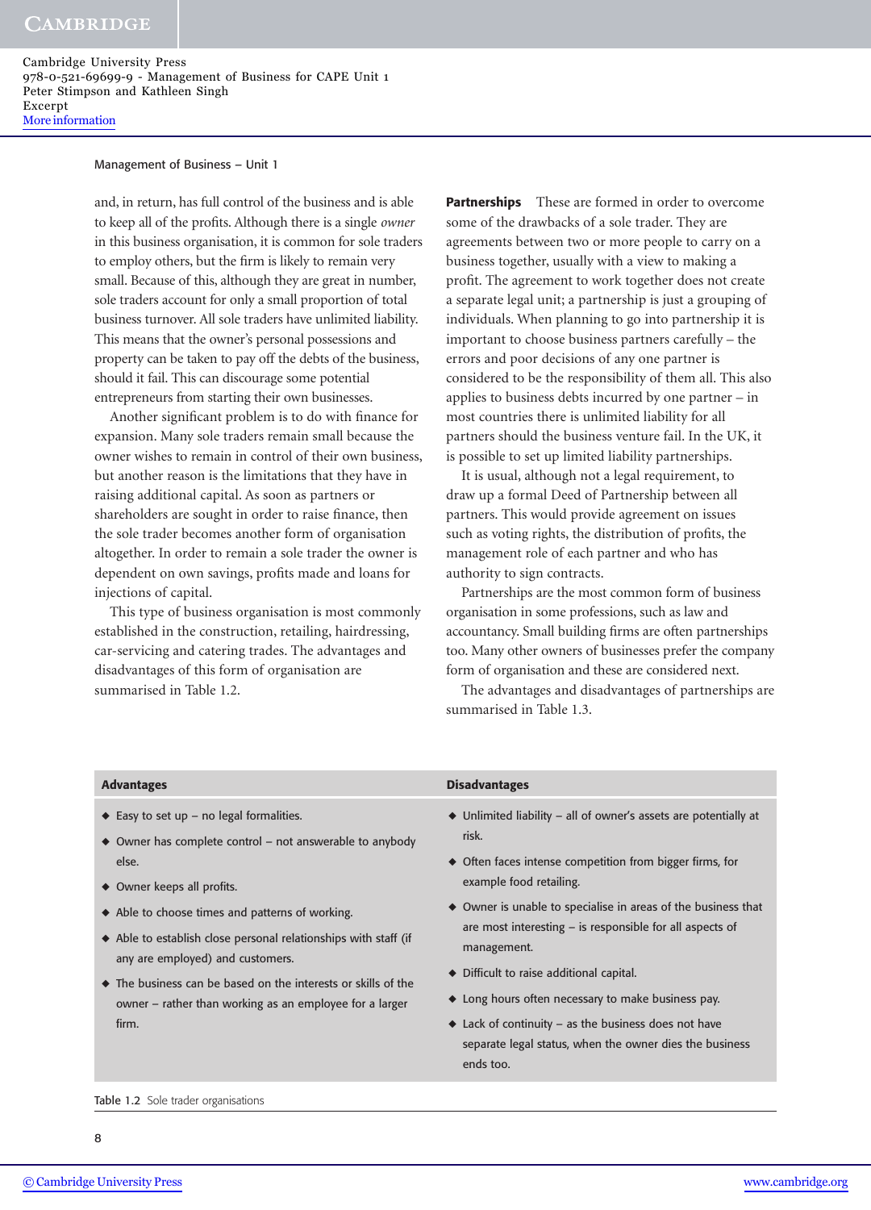and, in return, has full control of the business and is able to keep all of the profits. Although there is a single *owner* in this business organisation, it is common for sole traders to employ others, but the firm is likely to remain very small. Because of this, although they are great in number, sole traders account for only a small proportion of total business turnover. All sole traders have unlimited liability. This means that the owner's personal possessions and property can be taken to pay off the debts of the business, should it fail. This can discourage some potential entrepreneurs from starting their own businesses.

Another significant problem is to do with finance for expansion. Many sole traders remain small because the owner wishes to remain in control of their own business, but another reason is the limitations that they have in raising additional capital. As soon as partners or shareholders are sought in order to raise finance, then the sole trader becomes another form of organisation altogether. In order to remain a sole trader the owner is dependent on own savings, profits made and loans for injections of capital.

This type of business organisation is most commonly established in the construction, retailing, hairdressing, car-servicing and catering trades. The advantages and disadvantages of this form of organisation are summarised in Table 1.2.

**Partnerships** These are formed in order to overcome some of the drawbacks of a sole trader. They are agreements between two or more people to carry on a business together, usually with a view to making a profit. The agreement to work together does not create a separate legal unit; a partnership is just a grouping of individuals. When planning to go into partnership it is important to choose business partners carefully – the errors and poor decisions of any one partner is considered to be the responsibility of them all. This also applies to business debts incurred by one partner – in most countries there is unlimited liability for all partners should the business venture fail. In the UK, it is possible to set up limited liability partnerships.

It is usual, although not a legal requirement, to draw up a formal Deed of Partnership between all partners. This would provide agreement on issues such as voting rights, the distribution of profits, the management role of each partner and who has authority to sign contracts.

Partnerships are the most common form of business organisation in some professions, such as law and accountancy. Small building firms are often partnerships too. Many other owners of businesses prefer the company form of organisation and these are considered next.

The advantages and disadvantages of partnerships are summarised in Table 1.3.

| Advantages | Disadvantages |
|---|---|
| ◆ Easy to set up – no legal formalities. | ◆ Unlimited liability – all of owner's assets are potentially at risk. |
| ◆ Owner has complete control – not answerable to anybody else. | ◆ Often faces intense competition from bigger firms, for example food retailing. |
| ◆ Owner keeps all profits. | ◆ Owner is unable to specialise in areas of the business that are most interesting – is responsible for all aspects of management. |
| ◆ Able to choose times and patterns of working. | ◆ Difficult to raise additional capital. |
| ◆ Able to establish close personal relationships with staff (if any are employed) and customers. | ◆ Long hours often necessary to make business pay. |
| ◆ The business can be based on the interests or skills of the owner – rather than working as an employee for a larger firm. | ◆ Lack of continuity – as the business does not have separate legal status, when the owner dies the business ends too. |

Table 1.2 Sole trader organisations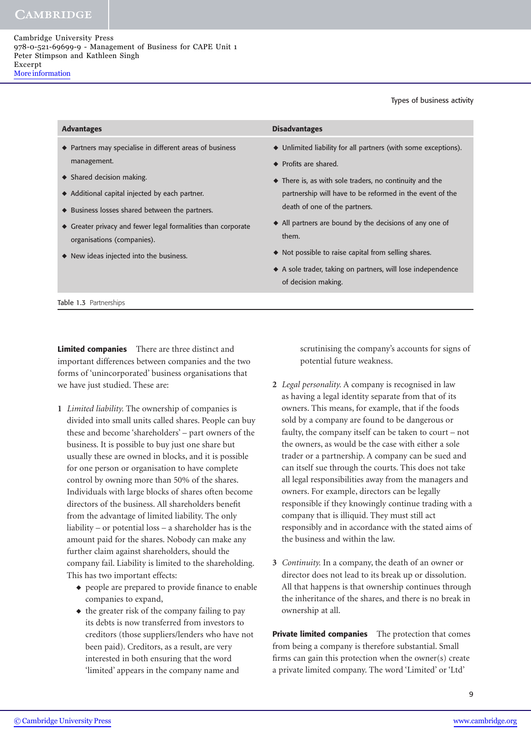| Advantages | Disadvantages |
|---|---|
| ◆ Partners may specialise in different areas of business management.<br>◆ Shared decision making.<br>◆ Additional capital injected by each partner.<br>◆ Business losses shared between the partners.<br>◆ Greater privacy and fewer legal formalities than corporate organisations (companies).<br>◆ New ideas injected into the business. | ◆ Unlimited liability for all partners (with some exceptions).<br>◆ Profits are shared.<br>◆ There is, as with sole traders, no continuity and the partnership will have to be reformed in the event of the death of one of the partners.<br>◆ All partners are bound by the decisions of any one of them.<br>◆ Not possible to raise capital from selling shares.<br>◆ A sole trader, taking on partners, will lose independence of decision making. |

Table 1.3 Partnerships

**Limited companies** There are three distinct and important differences between companies and the two forms of 'unincorporated' business organisations that we have just studied. These are:

1 *Limited liability.* The ownership of companies is divided into small units called shares. People can buy these and become 'shareholders' – part owners of the business. It is possible to buy just one share but usually these are owned in blocks, and it is possible for one person or organisation to have complete control by owning more than 50% of the shares. Individuals with large blocks of shares often become directors of the business. All shareholders benefit from the advantage of limited liability. The only liability – or potential loss – a shareholder has is the amount paid for the shares. Nobody can make any further claim against shareholders, should the company fail. Liability is limited to the shareholding. This has two important effects:
   - people are prepared to provide finance to enable companies to expand,
   - the greater risk of the company failing to pay its debts is now transferred from investors to creditors (those suppliers/lenders who have not been paid). Creditors, as a result, are very interested in both ensuring that the word 'limited' appears in the company name and scrutinising the company's accounts for signs of potential future weakness.

2 *Legal personality.* A company is recognised in law as having a legal identity separate from that of its owners. This means, for example, that if the foods sold by a company are found to be dangerous or faulty, the company itself can be taken to court – not the owners, as would be the case with either a sole trader or a partnership. A company can be sued and can itself sue through the courts. This does not take all legal responsibilities away from the managers and owners. For example, directors can be legally responsible if they knowingly continue trading with a company that is illiquid. They must still act responsibly and in accordance with the stated aims of the business and within the law.

3 *Continuity.* In a company, the death of an owner or director does not lead to its break up or dissolution. All that happens is that ownership continues through the inheritance of the shares, and there is no break in ownership at all.

**Private limited companies** The protection that comes from being a company is therefore substantial. Small firms can gain this protection when the owner(s) create a private limited company. The word 'Limited' or 'Ltd'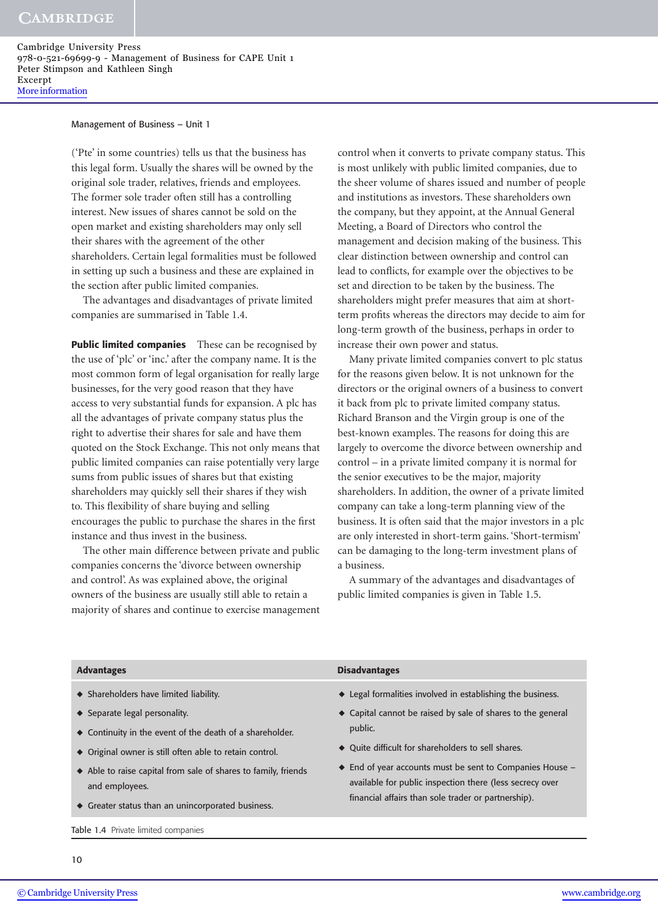('Pte' in some countries) tells us that the business has this legal form. Usually the shares will be owned by the original sole trader, relatives, friends and employees. The former sole trader often still has a controlling interest. New issues of shares cannot be sold on the open market and existing shareholders may only sell their shares with the agreement of the other shareholders. Certain legal formalities must be followed in setting up such a business and these are explained in the section after public limited companies.

The advantages and disadvantages of private limited companies are summarised in Table 1.4.

**Public limited companies** These can be recognised by the use of 'plc' or 'inc.' after the company name. It is the most common form of legal organisation for really large businesses, for the very good reason that they have access to very substantial funds for expansion. A plc has all the advantages of private company status plus the right to advertise their shares for sale and have them quoted on the Stock Exchange. This not only means that public limited companies can raise potentially very large sums from public issues of shares but that existing shareholders may quickly sell their shares if they wish to. This flexibility of share buying and selling encourages the public to purchase the shares in the first instance and thus invest in the business.

The other main difference between private and public companies concerns the 'divorce between ownership and control'. As was explained above, the original owners of the business are usually still able to retain a majority of shares and continue to exercise management control when it converts to private company status. This is most unlikely with public limited companies, due to the sheer volume of shares issued and number of people and institutions as investors. These shareholders own the company, but they appoint, at the Annual General Meeting, a Board of Directors who control the management and decision making of the business. This clear distinction between ownership and control can lead to conflicts, for example over the objectives to be set and direction to be taken by the business. The shareholders might prefer measures that aim at short-term profits whereas the directors may decide to aim for long-term growth of the business, perhaps in order to increase their own power and status.

Many private limited companies convert to plc status for the reasons given below. It is not unknown for the directors or the original owners of a business to convert it back from plc to private limited company status. Richard Branson and the Virgin group is one of the best-known examples. The reasons for doing this are largely to overcome the divorce between ownership and control – in a private limited company it is normal for the senior executives to be the major, majority shareholders. In addition, the owner of a private limited company can take a long-term planning view of the business. It is often said that the major investors in a plc are only interested in short-term gains. 'Short-termism' can be damaging to the long-term investment plans of a business.

A summary of the advantages and disadvantages of public limited companies is given in Table 1.5.

| Advantages | Disadvantages |
|---|---|
| ◆ Shareholders have limited liability. | ◆ Legal formalities involved in establishing the business. |
| ◆ Separate legal personality. | ◆ Capital cannot be raised by sale of shares to the general public. |
| ◆ Continuity in the event of the death of a shareholder. | ◆ Quite difficult for shareholders to sell shares. |
| ◆ Original owner is still often able to retain control. | ◆ End of year accounts must be sent to Companies House – available for public inspection there (less secrecy over financial affairs than sole trader or partnership). |
| ◆ Able to raise capital from sale of shares to family, friends and employees. | |
| ◆ Greater status than an unincorporated business. | |

Table 1.4 Private limited companies